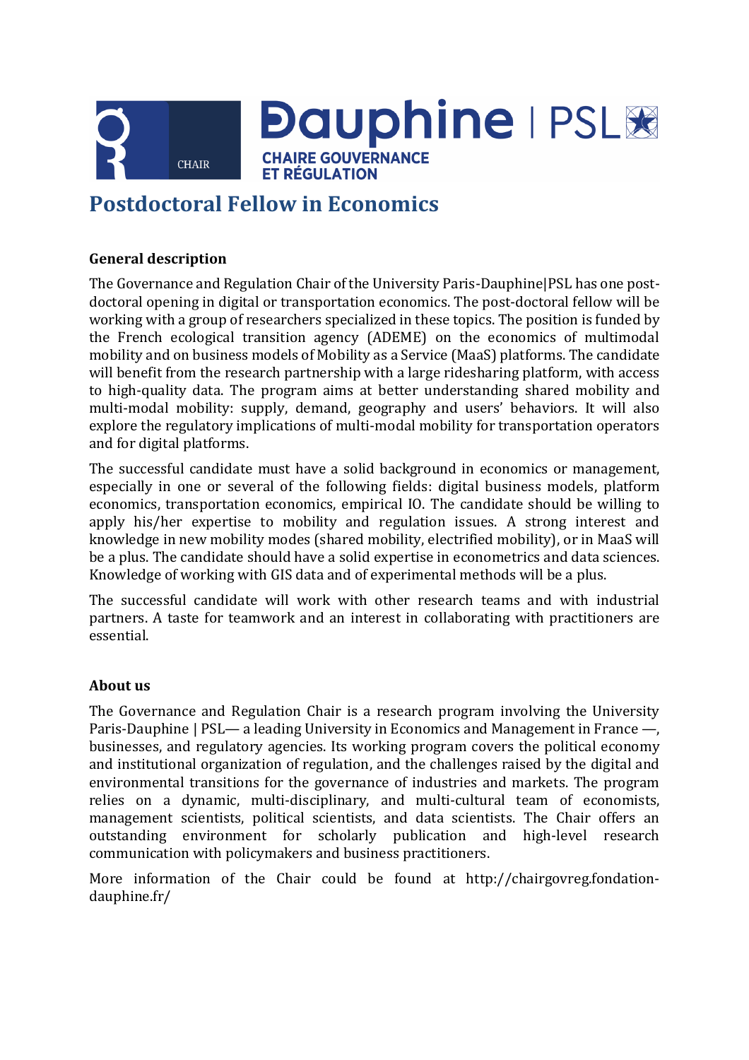CHAIR

Dauphine | PSL

CHAIRE GOUVERNANCE ET RÉGULATION

# Postdoctoral Fellow in Economics

## General description

The Governance and Regulation Chair of the University Paris-Dauphine|PSL has one post-doctoral opening in digital or transportation economics. The post-doctoral fellow will be working with a group of researchers specialized in these topics. The position is funded by the French ecological transition agency (ADEME) on the economics of multimodal mobility and on business models of Mobility as a Service (MaaS) platforms. The candidate will benefit from the research partnership with a large ridesharing platform, with access to high-quality data. The program aims at better understanding shared mobility and multi-modal mobility: supply, demand, geography and users' behaviors. It will also explore the regulatory implications of multi-modal mobility for transportation operators and for digital platforms.

The successful candidate must have a solid background in economics or management, especially in one or several of the following fields: digital business models, platform economics, transportation economics, empirical IO. The candidate should be willing to apply his/her expertise to mobility and regulation issues. A strong interest and knowledge in new mobility modes (shared mobility, electrified mobility), or in MaaS will be a plus. The candidate should have a solid expertise in econometrics and data sciences. Knowledge of working with GIS data and of experimental methods will be a plus.

The successful candidate will work with other research teams and with industrial partners. A taste for teamwork and an interest in collaborating with practitioners are essential.

## About us

The Governance and Regulation Chair is a research program involving the University Paris-Dauphine | PSL— a leading University in Economics and Management in France —, businesses, and regulatory agencies. Its working program covers the political economy and institutional organization of regulation, and the challenges raised by the digital and environmental transitions for the governance of industries and markets. The program relies on a dynamic, multi-disciplinary, and multi-cultural team of economists, management scientists, political scientists, and data scientists. The Chair offers an outstanding environment for scholarly publication and high-level research communication with policymakers and business practitioners.

More information of the Chair could be found at http://chairgovreg.fondation-dauphine.fr/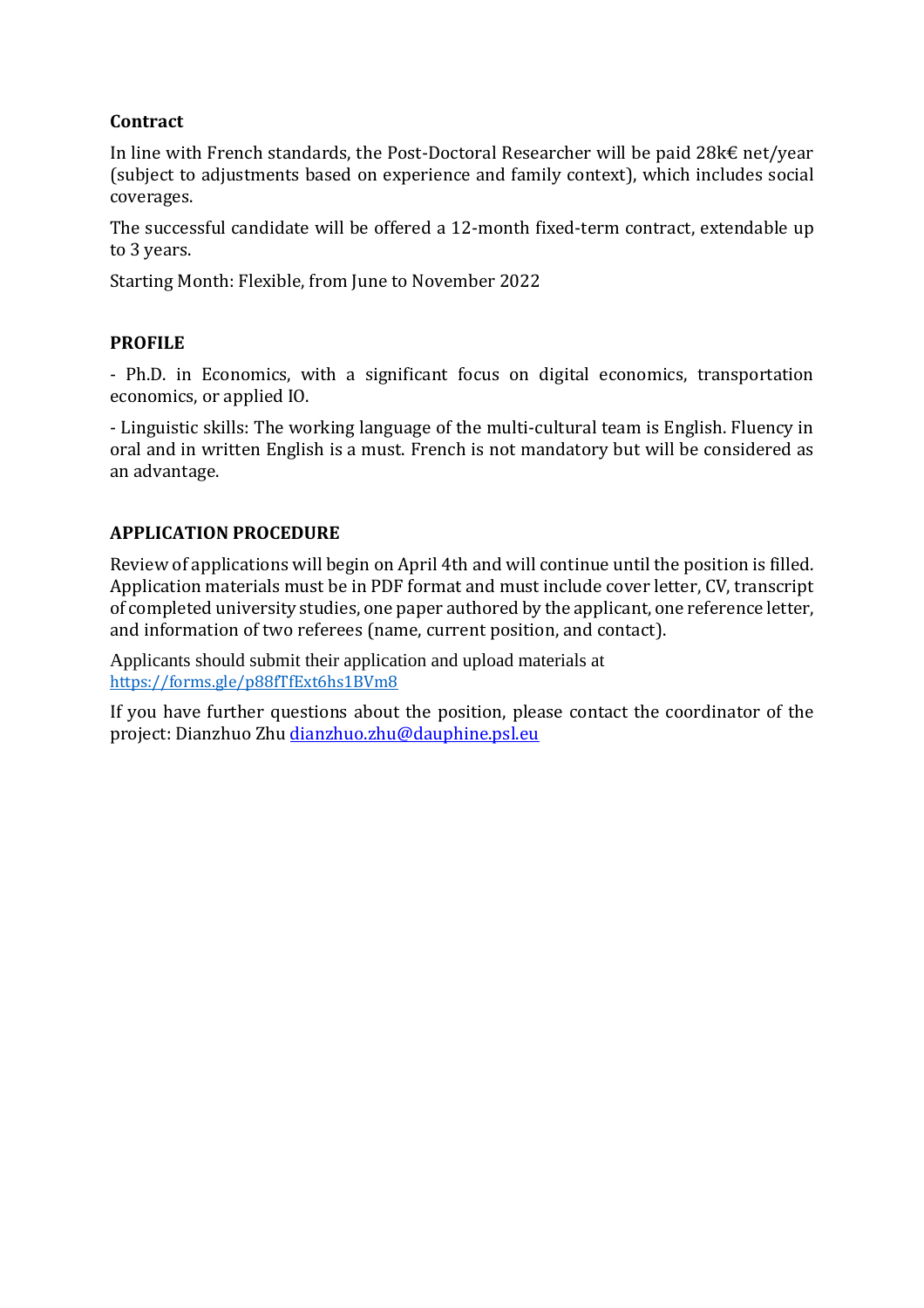## Contract

In line with French standards, the Post-Doctoral Researcher will be paid 28k€ net/year (subject to adjustments based on experience and family context), which includes social coverages.

The successful candidate will be offered a 12-month fixed-term contract, extendable up to 3 years.

Starting Month: Flexible, from June to November 2022

## PROFILE

- Ph.D. in Economics, with a significant focus on digital economics, transportation economics, or applied IO.

- Linguistic skills: The working language of the multi-cultural team is English. Fluency in oral and in written English is a must. French is not mandatory but will be considered as an advantage.

## APPLICATION PROCEDURE

Review of applications will begin on April 4th and will continue until the position is filled. Application materials must be in PDF format and must include cover letter, CV, transcript of completed university studies, one paper authored by the applicant, one reference letter, and information of two referees (name, current position, and contact).

Applicants should submit their application and upload materials at https://forms.gle/p88fTfExt6hs1BVm8

If you have further questions about the position, please contact the coordinator of the project: Dianzhuo Zhu dianzhuo.zhu@dauphine.psl.eu